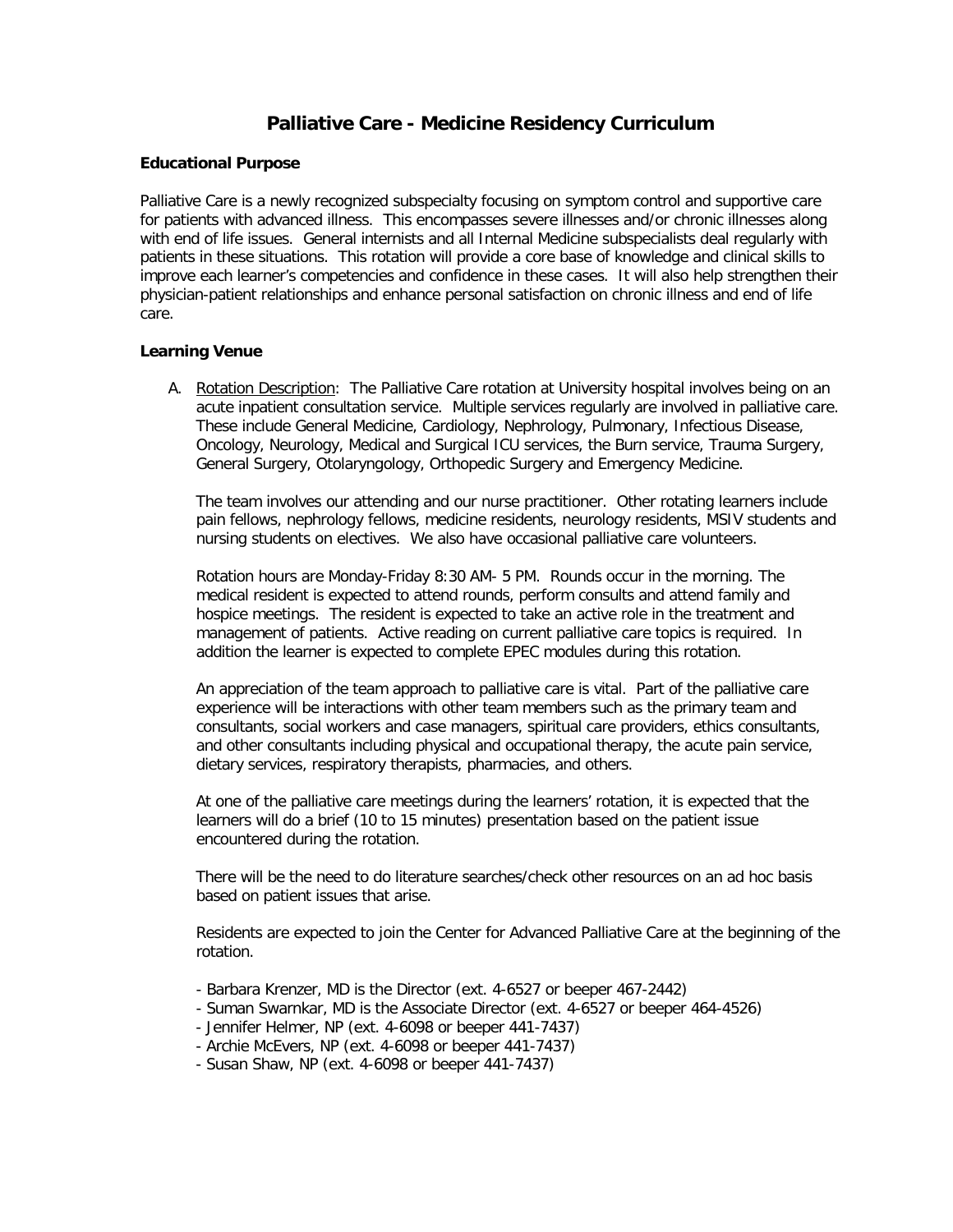# Palliative Care - Medicine Residency Curriculum

## Educational Purpose

Palliative Care is a newly recognized subspecialty focusing on symptom control and supportive care for patients with advanced illness. This encompasses severe illnesses and/or chronic illnesses along with end of life issues. General internists and all Internal Medicine subspecialists deal regularly with patients in these situations. This rotation will provide a core base of knowledge and clinical skills to improve each learner's competencies and confidence in these cases. It will also help strengthen their physician-patient relationships and enhance personal satisfaction on chronic illness and end of life care.

## Learning Venue

A. <u>Rotation Description</u>: The Palliative Care rotation at University hospital involves being on an acute inpatient consultation service. Multiple services regularly are involved in palliative care. These include General Medicine, Cardiology, Nephrology, Pulmonary, Infectious Disease, Oncology, Neurology, Medical and Surgical ICU services, the Burn service, Trauma Surgery, General Surgery, Otolaryngology, Orthopedic Surgery and Emergency Medicine.

   The team involves our attending and our nurse practitioner. Other rotating learners include pain fellows, nephrology fellows, medicine residents, neurology residents, MSIV students and nursing students on electives. We also have occasional palliative care volunteers.

   Rotation hours are Monday-Friday 8:30 AM- 5 PM. Rounds occur in the morning. The medical resident is expected to attend rounds, perform consults and attend family and hospice meetings. The resident is expected to take an active role in the treatment and management of patients. Active reading on current palliative care topics is required. In addition the learner is expected to complete EPEC modules during this rotation.

   An appreciation of the team approach to palliative care is vital. Part of the palliative care experience will be interactions with other team members such as the primary team and consultants, social workers and case managers, spiritual care providers, ethics consultants, and other consultants including physical and occupational therapy, the acute pain service, dietary services, respiratory therapists, pharmacies, and others.

   At one of the palliative care meetings during the learners' rotation, it is expected that the learners will do a brief (10 to 15 minutes) presentation based on the patient issue encountered during the rotation.

   There will be the need to do literature searches/check other resources on an ad hoc basis based on patient issues that arise.

   Residents are expected to join the Center for Advanced Palliative Care at the beginning of the rotation.

   - Barbara Krenzer, MD is the Director (ext. 4-6527 or beeper 467-2442)
   - Suman Swarnkar, MD is the Associate Director (ext. 4-6527 or beeper 464-4526)
   - Jennifer Helmer, NP (ext. 4-6098 or beeper 441-7437)
   - Archie McEvers, NP (ext. 4-6098 or beeper 441-7437)
   - Susan Shaw, NP (ext. 4-6098 or beeper 441-7437)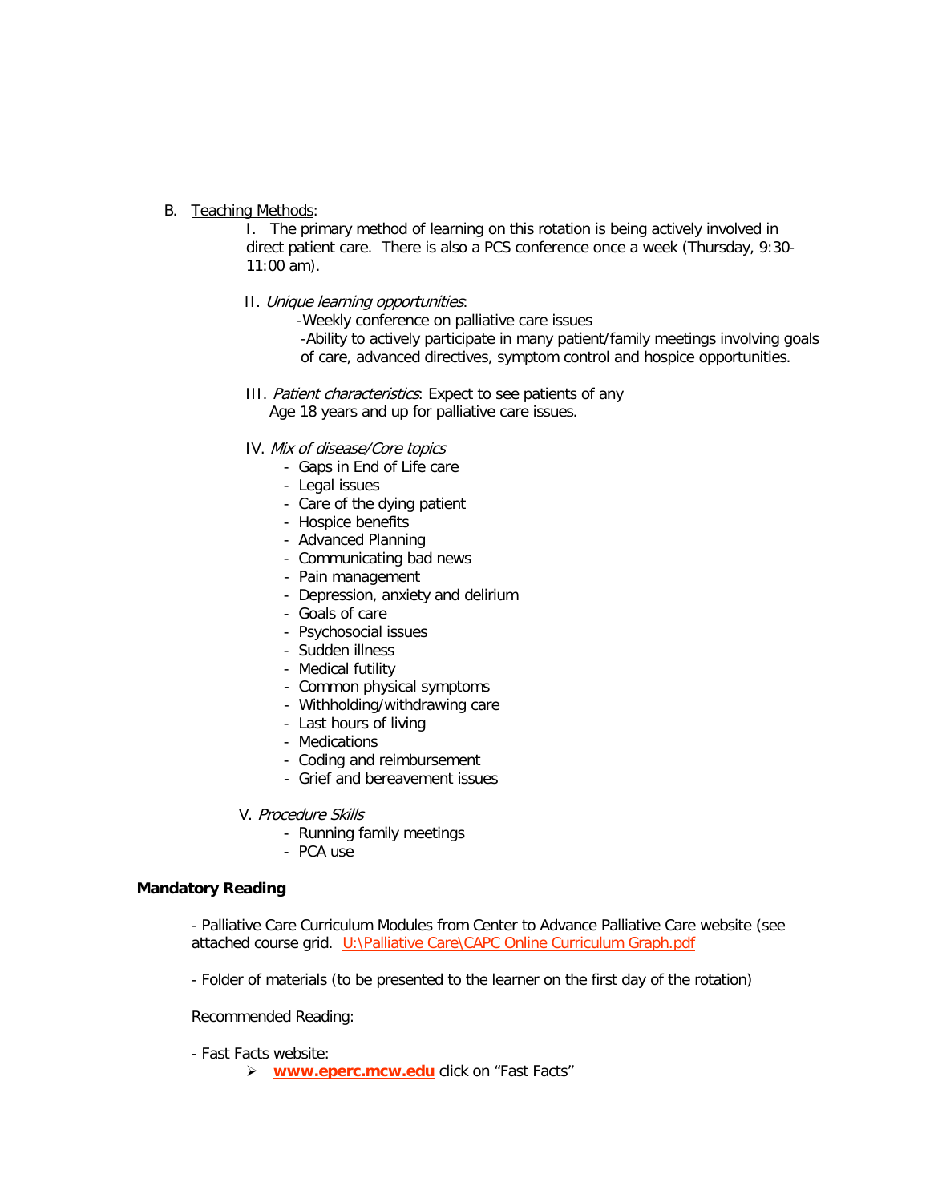B. <u>Teaching Methods</u>:

I. The primary method of learning on this rotation is being actively involved in direct patient care. There is also a PCS conference once a week (Thursday, 9:30-11:00 am).

II. *Unique learning opportunities*:

-Weekly conference on palliative care issues

-Ability to actively participate in many patient/family meetings involving goals of care, advanced directives, symptom control and hospice opportunities.

III. *Patient characteristics*: Expect to see patients of any Age 18 years and up for palliative care issues.

IV. *Mix of disease/Core topics*

- Gaps in End of Life care
- Legal issues
- Care of the dying patient
- Hospice benefits
- Advanced Planning
- Communicating bad news
- Pain management
- Depression, anxiety and delirium
- Goals of care
- Psychosocial issues
- Sudden illness
- Medical futility
- Common physical symptoms
- Withholding/withdrawing care
- Last hours of living
- Medications
- Coding and reimbursement
- Grief and bereavement issues

V. *Procedure Skills*

- Running family meetings
- PCA use

**Mandatory Reading**

- Palliative Care Curriculum Modules from Center to Advance Palliative Care website (see attached course grid. U:\Palliative Care\CAPC Online Curriculum Graph.pdf

- Folder of materials (to be presented to the learner on the first day of the rotation)

Recommended Reading:

- Fast Facts website:
  - **www.eperc.mcw.edu** click on "Fast Facts"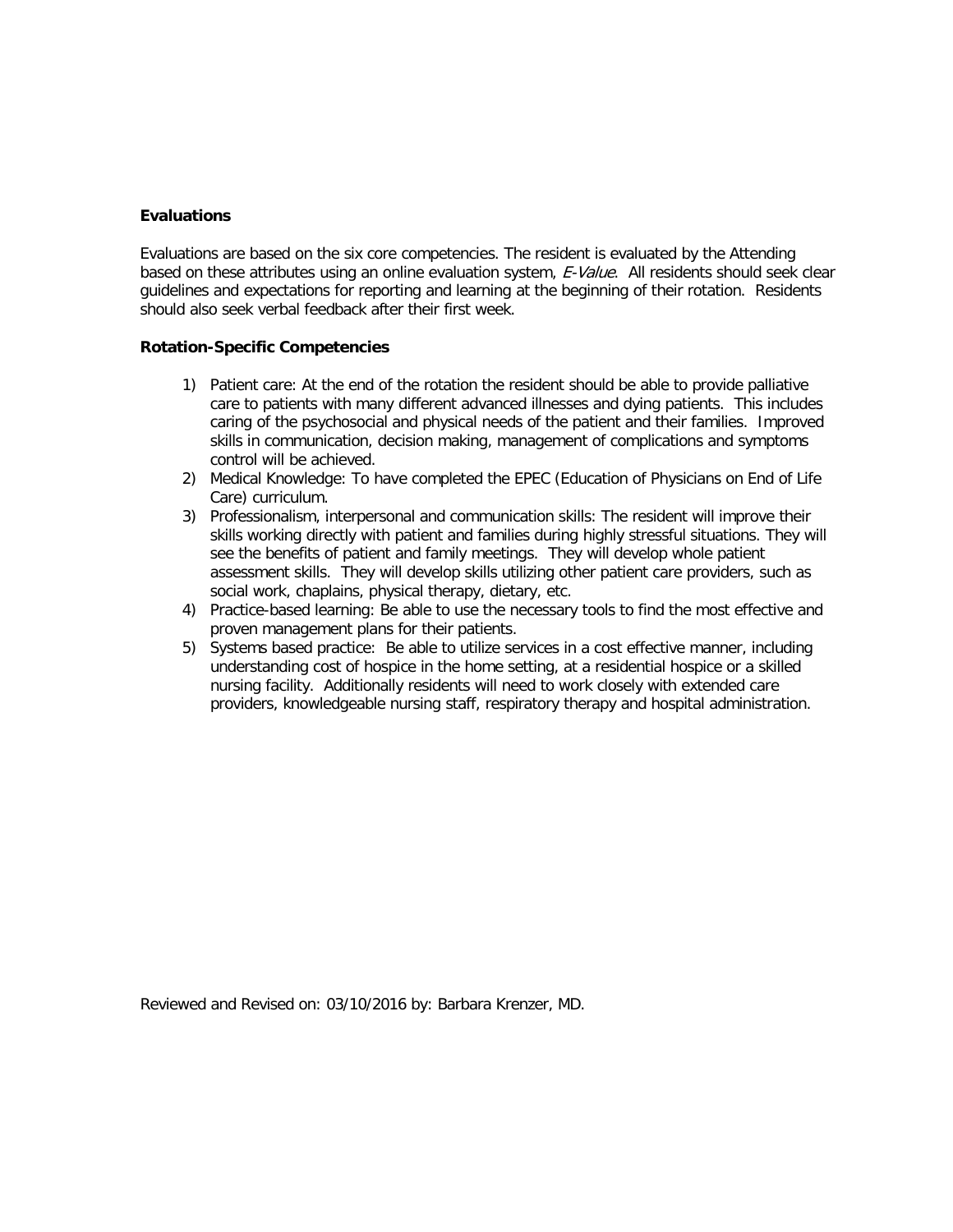**Evaluations**

Evaluations are based on the six core competencies. The resident is evaluated by the Attending based on these attributes using an online evaluation system, *E-Value*. All residents should seek clear guidelines and expectations for reporting and learning at the beginning of their rotation. Residents should also seek verbal feedback after their first week.

**Rotation-Specific Competencies**

1) Patient care: At the end of the rotation the resident should be able to provide palliative care to patients with many different advanced illnesses and dying patients. This includes caring of the psychosocial and physical needs of the patient and their families. Improved skills in communication, decision making, management of complications and symptoms control will be achieved.
2) Medical Knowledge: To have completed the EPEC (Education of Physicians on End of Life Care) curriculum.
3) Professionalism, interpersonal and communication skills: The resident will improve their skills working directly with patient and families during highly stressful situations. They will see the benefits of patient and family meetings. They will develop whole patient assessment skills. They will develop skills utilizing other patient care providers, such as social work, chaplains, physical therapy, dietary, etc.
4) Practice-based learning: Be able to use the necessary tools to find the most effective and proven management plans for their patients.
5) Systems based practice: Be able to utilize services in a cost effective manner, including understanding cost of hospice in the home setting, at a residential hospice or a skilled nursing facility. Additionally residents will need to work closely with extended care providers, knowledgeable nursing staff, respiratory therapy and hospital administration.

Reviewed and Revised on: 03/10/2016 by: Barbara Krenzer, MD.